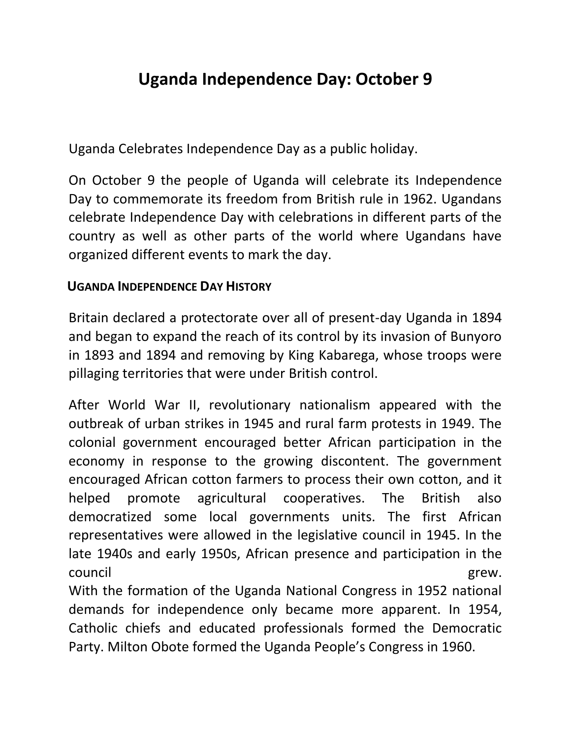# Uganda Independence Day: October 9

Uganda Celebrates Independence Day as a public holiday.

On October 9 the people of Uganda will celebrate its Independence Day to commemorate its freedom from British rule in 1962. Ugandans celebrate Independence Day with celebrations in different parts of the country as well as other parts of the world where Ugandans have organized different events to mark the day.

## Uganda Independence Day History

Britain declared a protectorate over all of present-day Uganda in 1894 and began to expand the reach of its control by its invasion of Bunyoro in 1893 and 1894 and removing by King Kabarega, whose troops were pillaging territories that were under British control.

After World War II, revolutionary nationalism appeared with the outbreak of urban strikes in 1945 and rural farm protests in 1949. The colonial government encouraged better African participation in the economy in response to the growing discontent. The government encouraged African cotton farmers to process their own cotton, and it helped promote agricultural cooperatives. The British also democratized some local governments units. The first African representatives were allowed in the legislative council in 1945. In the late 1940s and early 1950s, African presence and participation in the council grew.

With the formation of the Uganda National Congress in 1952 national demands for independence only became more apparent. In 1954, Catholic chiefs and educated professionals formed the Democratic Party. Milton Obote formed the Uganda People's Congress in 1960.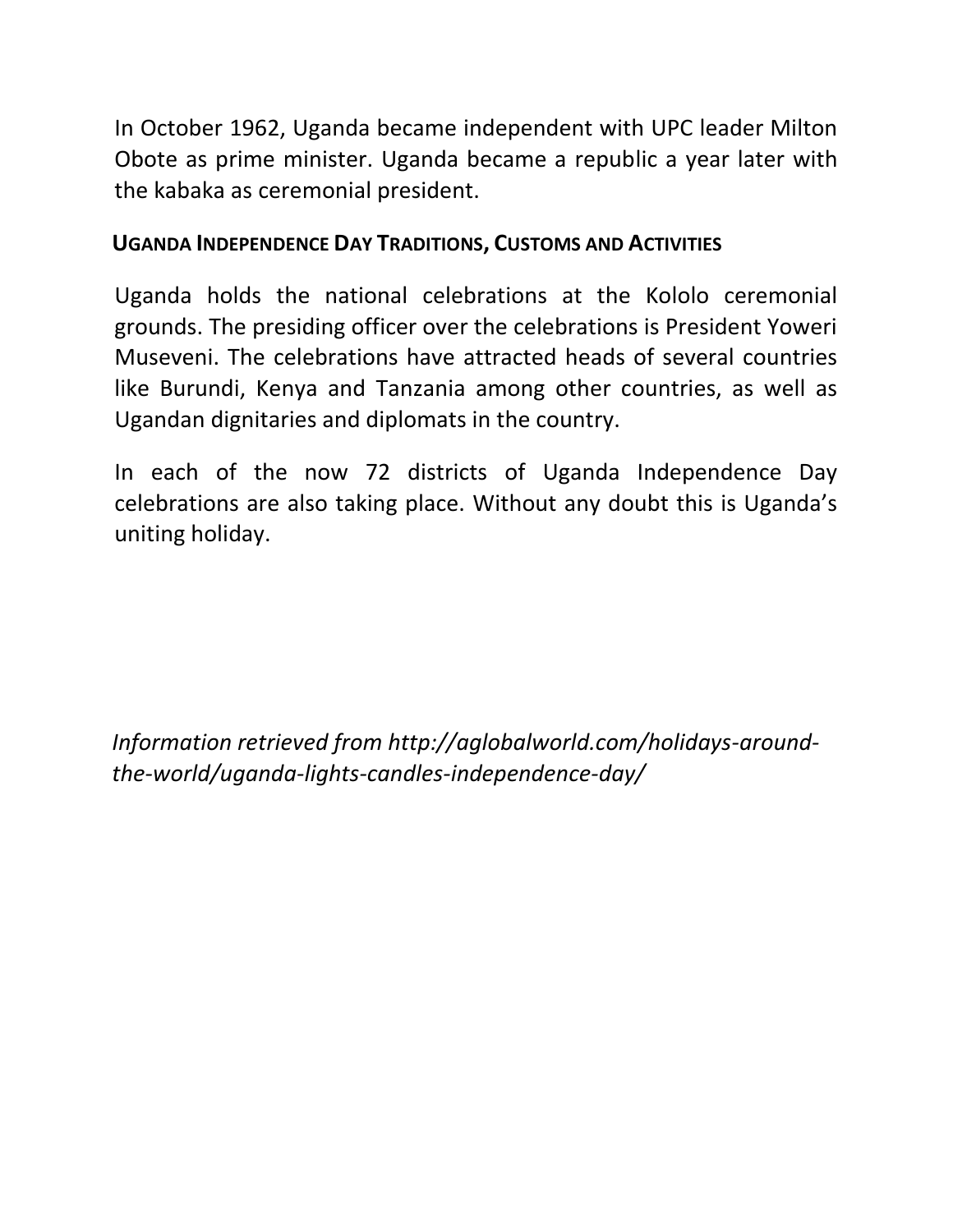In October 1962, Uganda became independent with UPC leader Milton Obote as prime minister. Uganda became a republic a year later with the kabaka as ceremonial president.

## Uganda Independence Day Traditions, Customs and Activities

Uganda holds the national celebrations at the Kololo ceremonial grounds. The presiding officer over the celebrations is President Yoweri Museveni. The celebrations have attracted heads of several countries like Burundi, Kenya and Tanzania among other countries, as well as Ugandan dignitaries and diplomats in the country.

In each of the now 72 districts of Uganda Independence Day celebrations are also taking place. Without any doubt this is Uganda's uniting holiday.

*Information retrieved from http://aglobalworld.com/holidays-around-the-world/uganda-lights-candles-independence-day/*